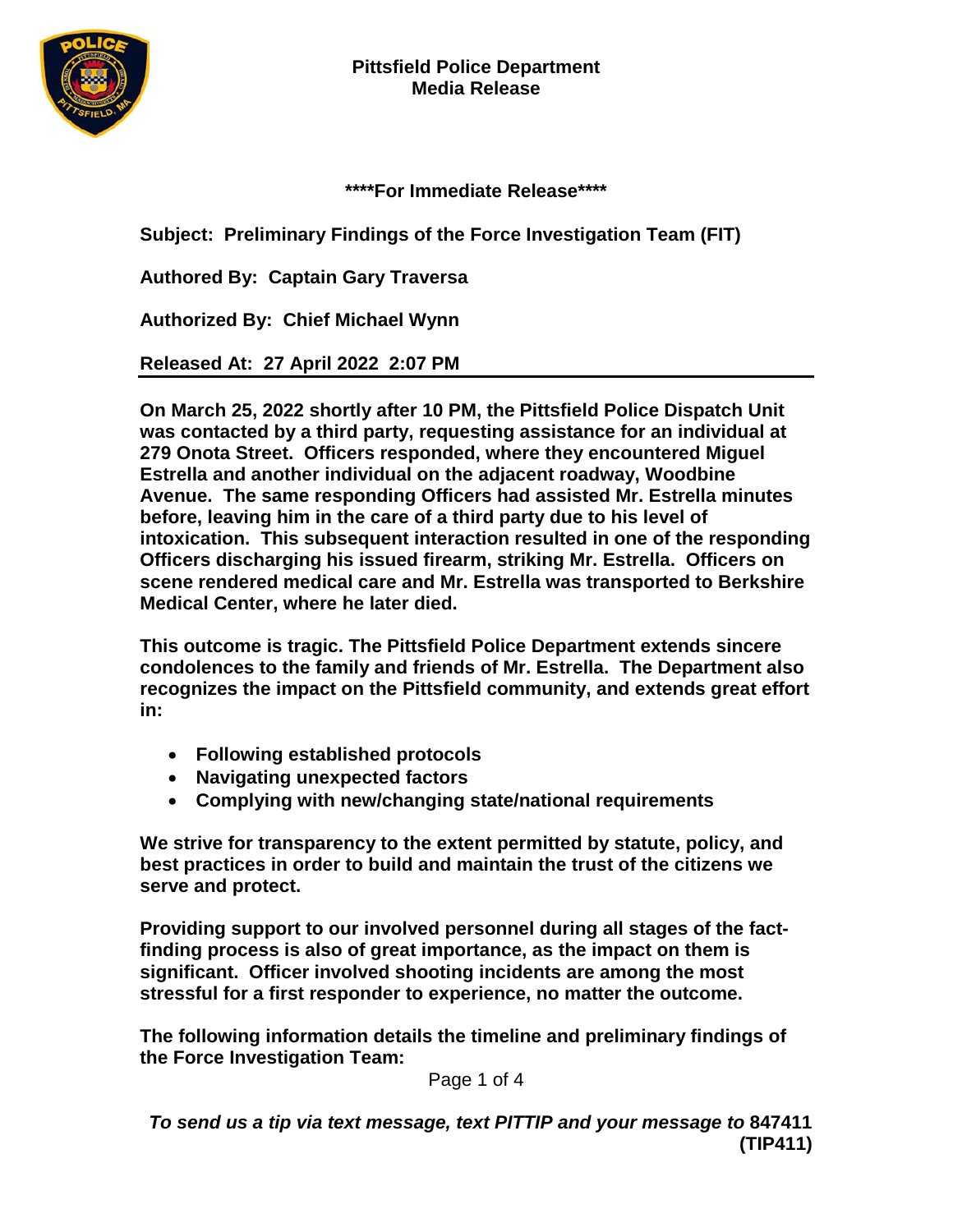**Pittsfield Police Department**
**Media Release**

**\*\*\*\*For Immediate Release\*\*\*\***

**Subject: Preliminary Findings of the Force Investigation Team (FIT)**

**Authored By: Captain Gary Traversa**

**Authorized By: Chief Michael Wynn**

**Released At: 27 April 2022 2:07 PM**

---

**On March 25, 2022 shortly after 10 PM, the Pittsfield Police Dispatch Unit was contacted by a third party, requesting assistance for an individual at 279 Onota Street. Officers responded, where they encountered Miguel Estrella and another individual on the adjacent roadway, Woodbine Avenue. The same responding Officers had assisted Mr. Estrella minutes before, leaving him in the care of a third party due to his level of intoxication. This subsequent interaction resulted in one of the responding Officers discharging his issued firearm, striking Mr. Estrella. Officers on scene rendered medical care and Mr. Estrella was transported to Berkshire Medical Center, where he later died.**

**This outcome is tragic. The Pittsfield Police Department extends sincere condolences to the family and friends of Mr. Estrella. The Department also recognizes the impact on the Pittsfield community, and extends great effort in:**

- **Following established protocols**
- **Navigating unexpected factors**
- **Complying with new/changing state/national requirements**

**We strive for transparency to the extent permitted by statute, policy, and best practices in order to build and maintain the trust of the citizens we serve and protect.**

**Providing support to our involved personnel during all stages of the fact-finding process is also of great importance, as the impact on them is significant. Officer involved shooting incidents are among the most stressful for a first responder to experience, no matter the outcome.**

**The following information details the timeline and preliminary findings of the Force Investigation Team:**

***To send us a tip via text message, text PITTIP and your message to* 847411 (TIP411)**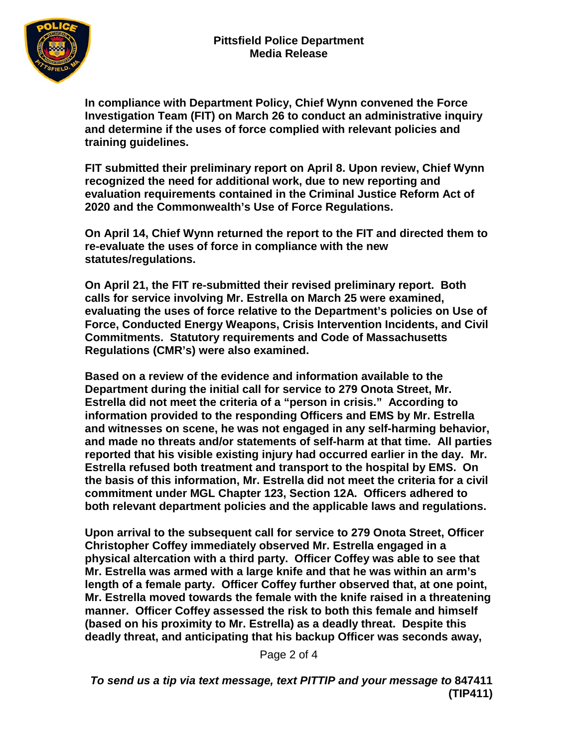**Pittsfield Police Department**
**Media Release**

**In compliance with Department Policy, Chief Wynn convened the Force Investigation Team (FIT) on March 26 to conduct an administrative inquiry and determine if the uses of force complied with relevant policies and training guidelines.**

**FIT submitted their preliminary report on April 8. Upon review, Chief Wynn recognized the need for additional work, due to new reporting and evaluation requirements contained in the Criminal Justice Reform Act of 2020 and the Commonwealth's Use of Force Regulations.**

**On April 14, Chief Wynn returned the report to the FIT and directed them to re-evaluate the uses of force in compliance with the new statutes/regulations.**

**On April 21, the FIT re-submitted their revised preliminary report. Both calls for service involving Mr. Estrella on March 25 were examined, evaluating the uses of force relative to the Department's policies on Use of Force, Conducted Energy Weapons, Crisis Intervention Incidents, and Civil Commitments. Statutory requirements and Code of Massachusetts Regulations (CMR's) were also examined.**

**Based on a review of the evidence and information available to the Department during the initial call for service to 279 Onota Street, Mr. Estrella did not meet the criteria of a "person in crisis." According to information provided to the responding Officers and EMS by Mr. Estrella and witnesses on scene, he was not engaged in any self-harming behavior, and made no threats and/or statements of self-harm at that time. All parties reported that his visible existing injury had occurred earlier in the day. Mr. Estrella refused both treatment and transport to the hospital by EMS. On the basis of this information, Mr. Estrella did not meet the criteria for a civil commitment under MGL Chapter 123, Section 12A. Officers adhered to both relevant department policies and the applicable laws and regulations.**

**Upon arrival to the subsequent call for service to 279 Onota Street, Officer Christopher Coffey immediately observed Mr. Estrella engaged in a physical altercation with a third party. Officer Coffey was able to see that Mr. Estrella was armed with a large knife and that he was within an arm's length of a female party. Officer Coffey further observed that, at one point, Mr. Estrella moved towards the female with the knife raised in a threatening manner. Officer Coffey assessed the risk to both this female and himself (based on his proximity to Mr. Estrella) as a deadly threat. Despite this deadly threat, and anticipating that his backup Officer was seconds away,**

***To send us a tip via text message, text PITTIP and your message to* 847411 (TIP411)**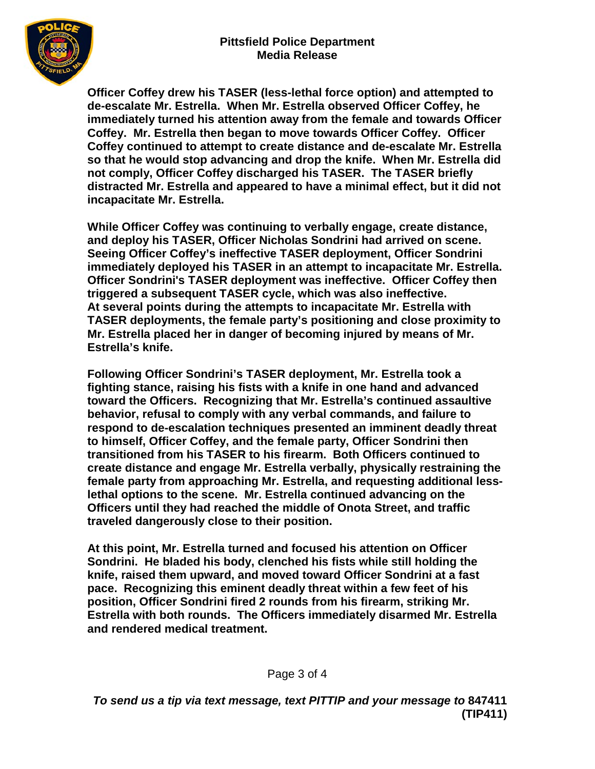**Officer Coffey drew his TASER (less-lethal force option) and attempted to de-escalate Mr. Estrella. When Mr. Estrella observed Officer Coffey, he immediately turned his attention away from the female and towards Officer Coffey. Mr. Estrella then began to move towards Officer Coffey. Officer Coffey continued to attempt to create distance and de-escalate Mr. Estrella so that he would stop advancing and drop the knife. When Mr. Estrella did not comply, Officer Coffey discharged his TASER. The TASER briefly distracted Mr. Estrella and appeared to have a minimal effect, but it did not incapacitate Mr. Estrella.**

**While Officer Coffey was continuing to verbally engage, create distance, and deploy his TASER, Officer Nicholas Sondrini had arrived on scene. Seeing Officer Coffey's ineffective TASER deployment, Officer Sondrini immediately deployed his TASER in an attempt to incapacitate Mr. Estrella. Officer Sondrini's TASER deployment was ineffective. Officer Coffey then triggered a subsequent TASER cycle, which was also ineffective. At several points during the attempts to incapacitate Mr. Estrella with TASER deployments, the female party's positioning and close proximity to Mr. Estrella placed her in danger of becoming injured by means of Mr. Estrella's knife.**

**Following Officer Sondrini's TASER deployment, Mr. Estrella took a fighting stance, raising his fists with a knife in one hand and advanced toward the Officers. Recognizing that Mr. Estrella's continued assaultive behavior, refusal to comply with any verbal commands, and failure to respond to de-escalation techniques presented an imminent deadly threat to himself, Officer Coffey, and the female party, Officer Sondrini then transitioned from his TASER to his firearm. Both Officers continued to create distance and engage Mr. Estrella verbally, physically restraining the female party from approaching Mr. Estrella, and requesting additional less-lethal options to the scene. Mr. Estrella continued advancing on the Officers until they had reached the middle of Onota Street, and traffic traveled dangerously close to their position.**

**At this point, Mr. Estrella turned and focused his attention on Officer Sondrini. He bladed his body, clenched his fists while still holding the knife, raised them upward, and moved toward Officer Sondrini at a fast pace. Recognizing this eminent deadly threat within a few feet of his position, Officer Sondrini fired 2 rounds from his firearm, striking Mr. Estrella with both rounds. The Officers immediately disarmed Mr. Estrella and rendered medical treatment.**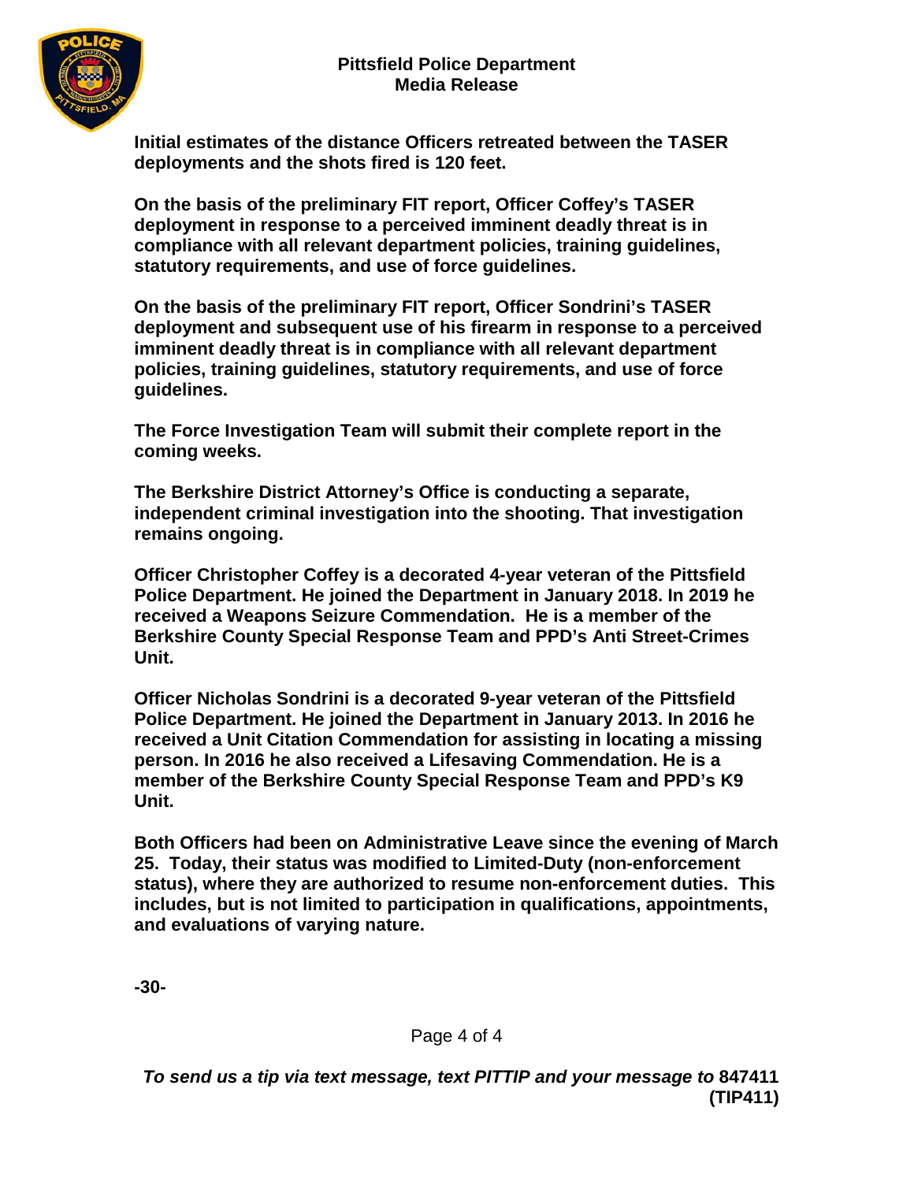**Initial estimates of the distance Officers retreated between the TASER deployments and the shots fired is 120 feet.**

**On the basis of the preliminary FIT report, Officer Coffey's TASER deployment in response to a perceived imminent deadly threat is in compliance with all relevant department policies, training guidelines, statutory requirements, and use of force guidelines.**

**On the basis of the preliminary FIT report, Officer Sondrini's TASER deployment and subsequent use of his firearm in response to a perceived imminent deadly threat is in compliance with all relevant department policies, training guidelines, statutory requirements, and use of force guidelines.**

**The Force Investigation Team will submit their complete report in the coming weeks.**

**The Berkshire District Attorney's Office is conducting a separate, independent criminal investigation into the shooting. That investigation remains ongoing.**

**Officer Christopher Coffey is a decorated 4-year veteran of the Pittsfield Police Department. He joined the Department in January 2018. In 2019 he received a Weapons Seizure Commendation. He is a member of the Berkshire County Special Response Team and PPD's Anti Street-Crimes Unit.**

**Officer Nicholas Sondrini is a decorated 9-year veteran of the Pittsfield Police Department. He joined the Department in January 2013. In 2016 he received a Unit Citation Commendation for assisting in locating a missing person. In 2016 he also received a Lifesaving Commendation. He is a member of the Berkshire County Special Response Team and PPD's K9 Unit.**

**Both Officers had been on Administrative Leave since the evening of March 25. Today, their status was modified to Limited-Duty (non-enforcement status), where they are authorized to resume non-enforcement duties. This includes, but is not limited to participation in qualifications, appointments, and evaluations of varying nature.**

**-30-**